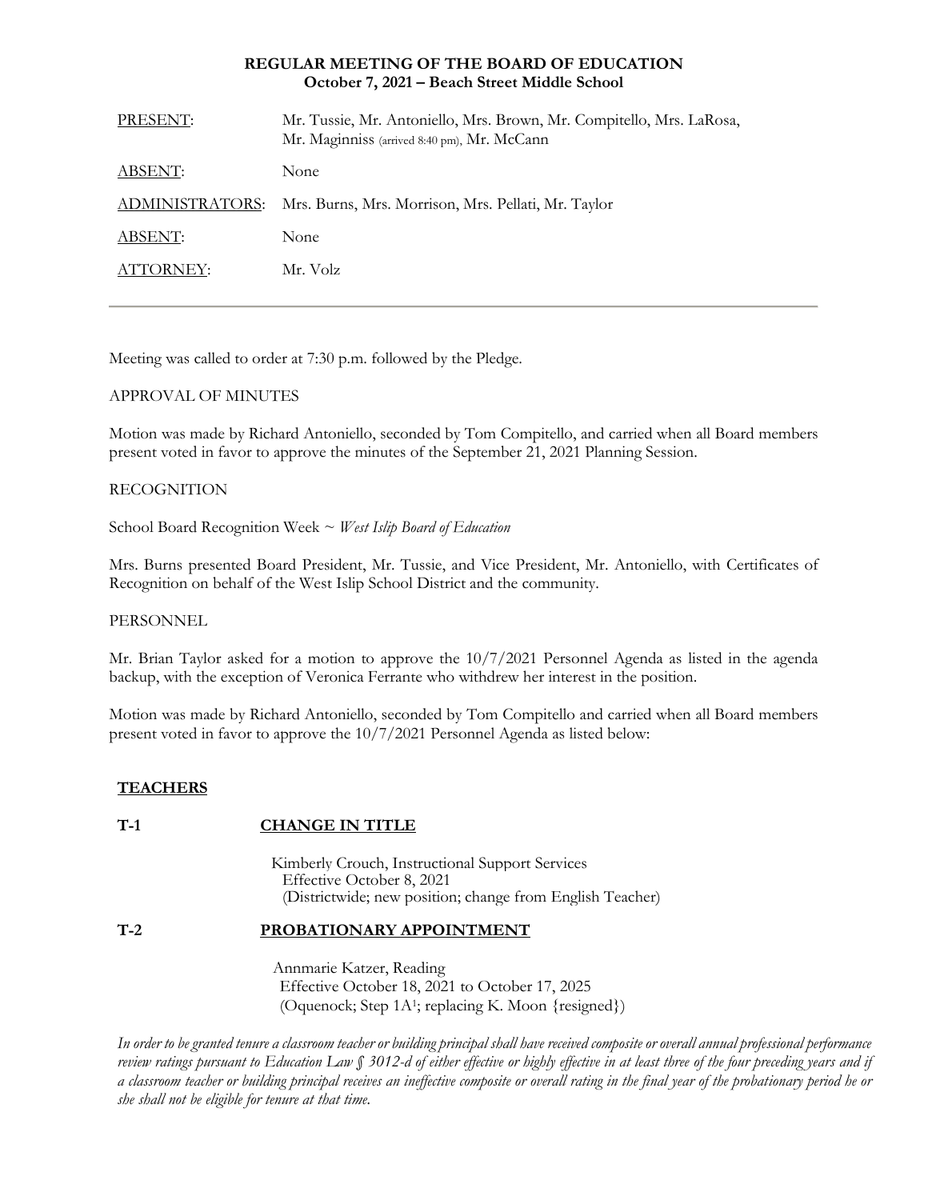**REGULAR MEETING OF THE BOARD OF EDUCATION**
**October 7, 2021 – Beach Street Middle School**

| | |
|---|---|
| PRESENT: | Mr. Tussie, Mr. Antoniello, Mrs. Brown, Mr. Compitello, Mrs. LaRosa, Mr. Maginniss (arrived 8:40 pm), Mr. McCann |
| ABSENT: | None |
| ADMINISTRATORS: | Mrs. Burns, Mrs. Morrison, Mrs. Pellati, Mr. Taylor |
| ABSENT: | None |
| ATTORNEY: | Mr. Volz |

---

Meeting was called to order at 7:30 p.m. followed by the Pledge.

APPROVAL OF MINUTES

Motion was made by Richard Antoniello, seconded by Tom Compitello, and carried when all Board members present voted in favor to approve the minutes of the September 21, 2021 Planning Session.

RECOGNITION

School Board Recognition Week ~ *West Islip Board of Education*

Mrs. Burns presented Board President, Mr. Tussie, and Vice President, Mr. Antoniello, with Certificates of Recognition on behalf of the West Islip School District and the community.

PERSONNEL

Mr. Brian Taylor asked for a motion to approve the 10/7/2021 Personnel Agenda as listed in the agenda backup, with the exception of Veronica Ferrante who withdrew her interest in the position.

Motion was made by Richard Antoniello, seconded by Tom Compitello and carried when all Board members present voted in favor to approve the 10/7/2021 Personnel Agenda as listed below:

**TEACHERS**

**T-1 CHANGE IN TITLE**

Kimberly Crouch, Instructional Support Services
Effective October 8, 2021
(Districtwide; new position; change from English Teacher)

**T-2 PROBATIONARY APPOINTMENT**

Annmarie Katzer, Reading
Effective October 18, 2021 to October 17, 2025
(Oquenock; Step 1A[1]; replacing K. Moon {resigned})

*In order to be granted tenure a classroom teacher or building principal shall have received composite or overall annual professional performance review ratings pursuant to Education Law § 3012-d of either effective or highly effective in at least three of the four preceding years and if a classroom teacher or building principal receives an ineffective composite or overall rating in the final year of the probationary period he or she shall not be eligible for tenure at that time.*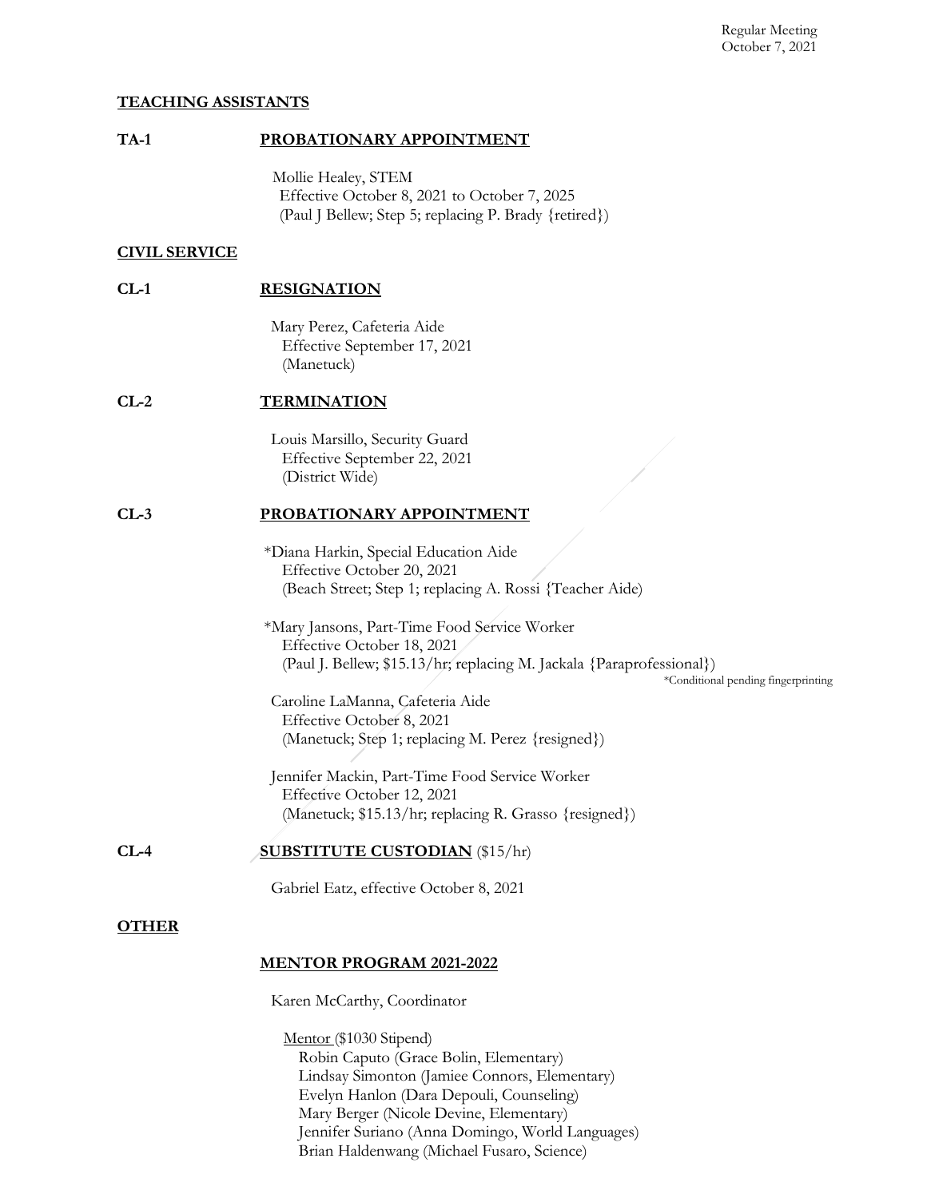## TEACHING ASSISTANTS

**TA-1** **PROBATIONARY APPOINTMENT**

Mollie Healey, STEM
Effective October 8, 2021 to October 7, 2025
(Paul J Bellew; Step 5; replacing P. Brady {retired})

## CIVIL SERVICE

**CL-1** **RESIGNATION**

Mary Perez, Cafeteria Aide
Effective September 17, 2021
(Manetuck)

**CL-2** **TERMINATION**

Louis Marsillo, Security Guard
Effective September 22, 2021
(District Wide)

**CL-3** **PROBATIONARY APPOINTMENT**

*Diana Harkin, Special Education Aide
Effective October 20, 2021
(Beach Street; Step 1; replacing A. Rossi {Teacher Aide)

*Mary Jansons, Part-Time Food Service Worker
Effective October 18, 2021
(Paul J. Bellew; $15.13/hr; replacing M. Jackala {Paraprofessional})

*Conditional pending fingerprinting

Caroline LaManna, Cafeteria Aide
Effective October 8, 2021
(Manetuck; Step 1; replacing M. Perez {resigned})

Jennifer Mackin, Part-Time Food Service Worker
Effective October 12, 2021
(Manetuck; $15.13/hr; replacing R. Grasso {resigned})

**CL-4** **SUBSTITUTE CUSTODIAN** ($15/hr)

Gabriel Eatz, effective October 8, 2021

## OTHER

**MENTOR PROGRAM 2021-2022**

Karen McCarthy, Coordinator

Mentor ($1030 Stipend)
Robin Caputo (Grace Bolin, Elementary)
Lindsay Simonton (Jamiee Connors, Elementary)
Evelyn Hanlon (Dara Depouli, Counseling)
Mary Berger (Nicole Devine, Elementary)
Jennifer Suriano (Anna Domingo, World Languages)
Brian Haldenwang (Michael Fusaro, Science)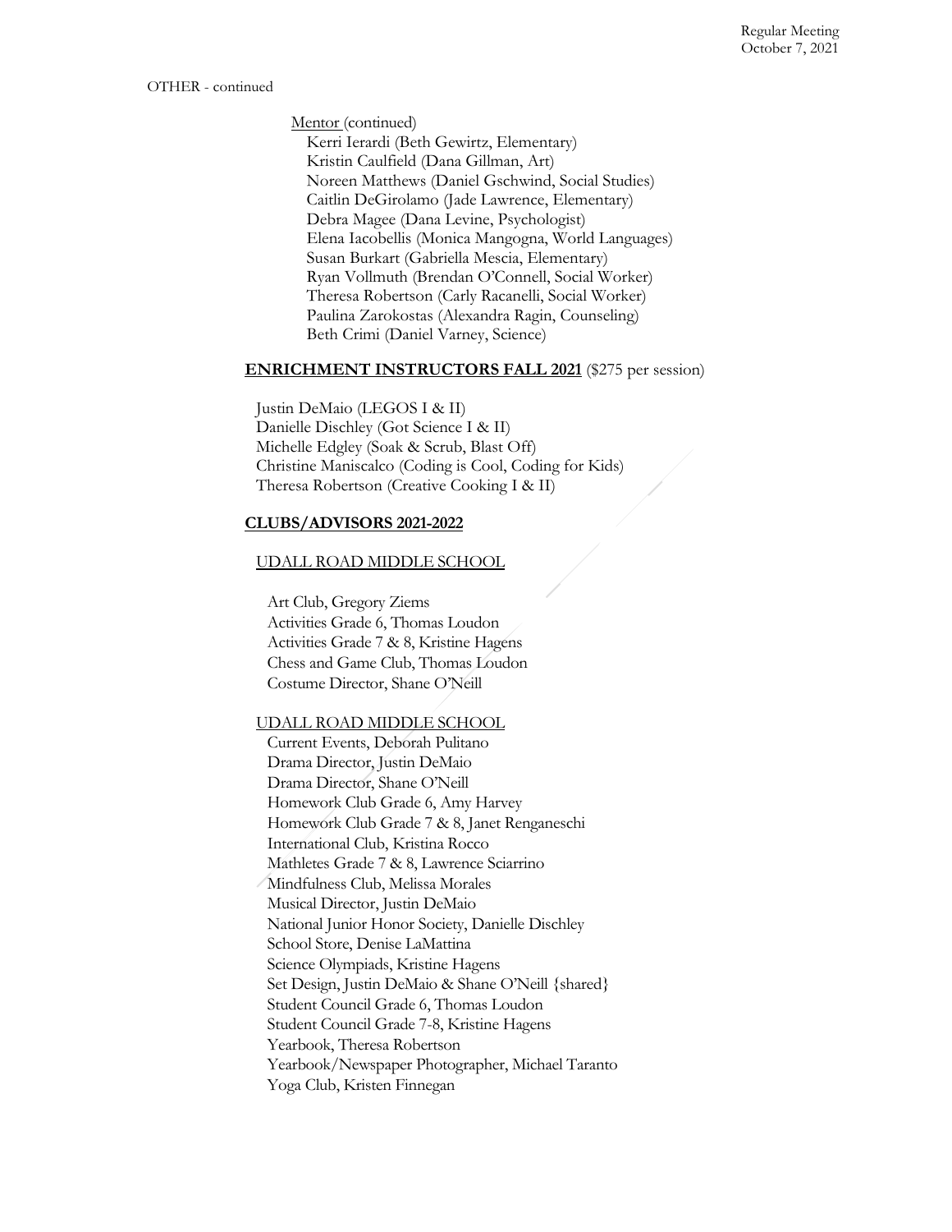OTHER - continued

Mentor (continued)

Kerri Ierardi (Beth Gewirtz, Elementary)
Kristin Caulfield (Dana Gillman, Art)
Noreen Matthews (Daniel Gschwind, Social Studies)
Caitlin DeGirolamo (Jade Lawrence, Elementary)
Debra Magee (Dana Levine, Psychologist)
Elena Iacobellis (Monica Mangogna, World Languages)
Susan Burkart (Gabriella Mescia, Elementary)
Ryan Vollmuth (Brendan O'Connell, Social Worker)
Theresa Robertson (Carly Racanelli, Social Worker)
Paulina Zarokostas (Alexandra Ragin, Counseling)
Beth Crimi (Daniel Varney, Science)

**ENRICHMENT INSTRUCTORS FALL 2021** ($275 per session)

Justin DeMaio (LEGOS I & II)
Danielle Dischley (Got Science I & II)
Michelle Edgley (Soak & Scrub, Blast Off)
Christine Maniscalco (Coding is Cool, Coding for Kids)
Theresa Robertson (Creative Cooking I & II)

**CLUBS/ADVISORS 2021-2022**

UDALL ROAD MIDDLE SCHOOL

Art Club, Gregory Ziems
Activities Grade 6, Thomas Loudon
Activities Grade 7 & 8, Kristine Hagens
Chess and Game Club, Thomas Loudon
Costume Director, Shane O'Neill

UDALL ROAD MIDDLE SCHOOL

Current Events, Deborah Pulitano
Drama Director, Justin DeMaio
Drama Director, Shane O'Neill
Homework Club Grade 6, Amy Harvey
Homework Club Grade 7 & 8, Janet Renganeschi
International Club, Kristina Rocco
Mathletes Grade 7 & 8, Lawrence Sciarrino
Mindfulness Club, Melissa Morales
Musical Director, Justin DeMaio
National Junior Honor Society, Danielle Dischley
School Store, Denise LaMattina
Science Olympiads, Kristine Hagens
Set Design, Justin DeMaio & Shane O'Neill {shared}
Student Council Grade 6, Thomas Loudon
Student Council Grade 7-8, Kristine Hagens
Yearbook, Theresa Robertson
Yearbook/Newspaper Photographer, Michael Taranto
Yoga Club, Kristen Finnegan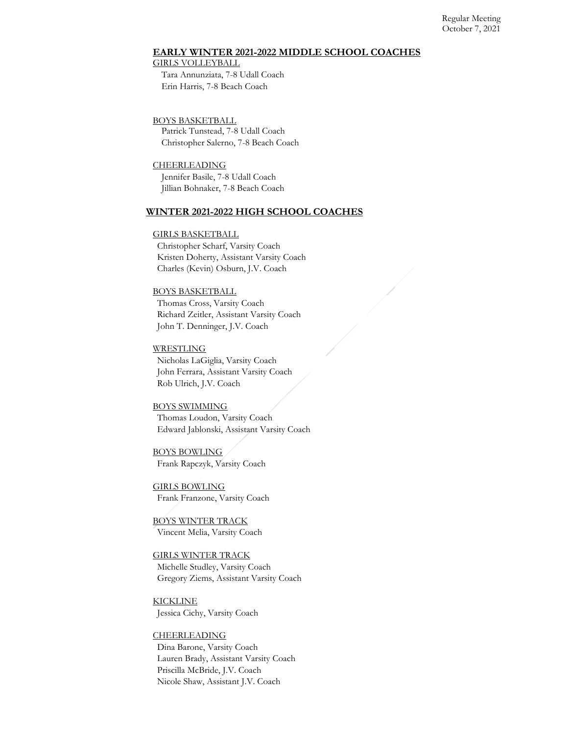## EARLY WINTER 2021-2022 MIDDLE SCHOOL COACHES

GIRLS VOLLEYBALL

Tara Annunziata, 7-8 Udall Coach
Erin Harris, 7-8 Beach Coach

BOYS BASKETBALL

Patrick Tunstead, 7-8 Udall Coach
Christopher Salerno, 7-8 Beach Coach

CHEERLEADING

Jennifer Basile, 7-8 Udall Coach
Jillian Bohnaker, 7-8 Beach Coach

## WINTER 2021-2022 HIGH SCHOOL COACHES

GIRLS BASKETBALL

Christopher Scharf, Varsity Coach
Kristen Doherty, Assistant Varsity Coach
Charles (Kevin) Osburn, J.V. Coach

BOYS BASKETBALL

Thomas Cross, Varsity Coach
Richard Zeitler, Assistant Varsity Coach
John T. Denninger, J.V. Coach

WRESTLING

Nicholas LaGiglia, Varsity Coach
John Ferrara, Assistant Varsity Coach
Rob Ulrich, J.V. Coach

BOYS SWIMMING

Thomas Loudon, Varsity Coach
Edward Jablonski, Assistant Varsity Coach

BOYS BOWLING

Frank Rapczyk, Varsity Coach

GIRLS BOWLING

Frank Franzone, Varsity Coach

BOYS WINTER TRACK

Vincent Melia, Varsity Coach

GIRLS WINTER TRACK

Michelle Studley, Varsity Coach
Gregory Ziems, Assistant Varsity Coach

KICKLINE

Jessica Cichy, Varsity Coach

CHEERLEADING

Dina Barone, Varsity Coach
Lauren Brady, Assistant Varsity Coach
Priscilla McBride, J.V. Coach
Nicole Shaw, Assistant J.V. Coach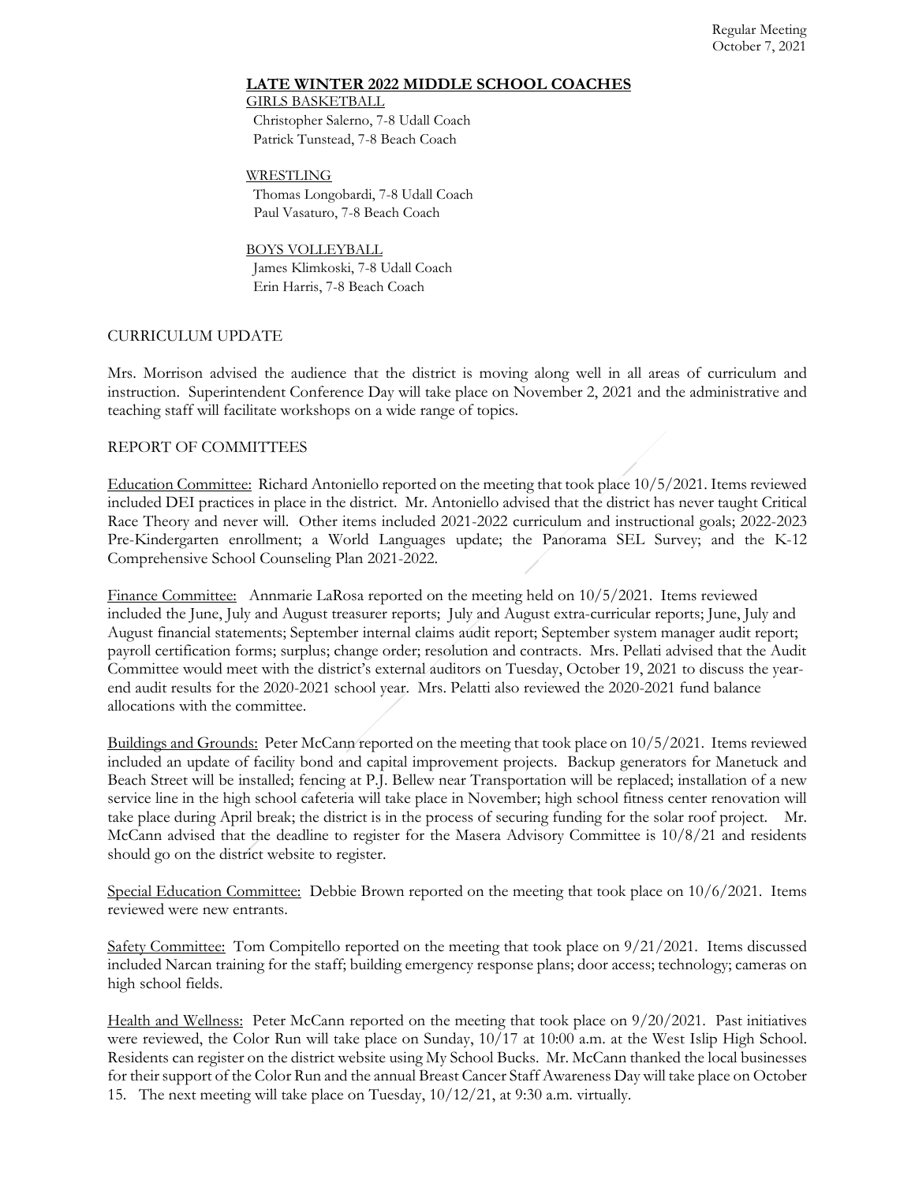## LATE WINTER 2022 MIDDLE SCHOOL COACHES

GIRLS BASKETBALL
Christopher Salerno, 7-8 Udall Coach
Patrick Tunstead, 7-8 Beach Coach

WRESTLING
Thomas Longobardi, 7-8 Udall Coach
Paul Vasaturo, 7-8 Beach Coach

BOYS VOLLEYBALL
James Klimkoski, 7-8 Udall Coach
Erin Harris, 7-8 Beach Coach

CURRICULUM UPDATE

Mrs. Morrison advised the audience that the district is moving along well in all areas of curriculum and instruction. Superintendent Conference Day will take place on November 2, 2021 and the administrative and teaching staff will facilitate workshops on a wide range of topics.

REPORT OF COMMITTEES

Education Committee: Richard Antoniello reported on the meeting that took place 10/5/2021. Items reviewed included DEI practices in place in the district. Mr. Antoniello advised that the district has never taught Critical Race Theory and never will. Other items included 2021-2022 curriculum and instructional goals; 2022-2023 Pre-Kindergarten enrollment; a World Languages update; the Panorama SEL Survey; and the K-12 Comprehensive School Counseling Plan 2021-2022.

Finance Committee: Annmarie LaRosa reported on the meeting held on 10/5/2021. Items reviewed included the June, July and August treasurer reports; July and August extra-curricular reports; June, July and August financial statements; September internal claims audit report; September system manager audit report; payroll certification forms; surplus; change order; resolution and contracts. Mrs. Pellati advised that the Audit Committee would meet with the district's external auditors on Tuesday, October 19, 2021 to discuss the year-end audit results for the 2020-2021 school year. Mrs. Pelatti also reviewed the 2020-2021 fund balance allocations with the committee.

Buildings and Grounds: Peter McCann reported on the meeting that took place on 10/5/2021. Items reviewed included an update of facility bond and capital improvement projects. Backup generators for Manetuck and Beach Street will be installed; fencing at P.J. Bellew near Transportation will be replaced; installation of a new service line in the high school cafeteria will take place in November; high school fitness center renovation will take place during April break; the district is in the process of securing funding for the solar roof project. Mr. McCann advised that the deadline to register for the Masera Advisory Committee is 10/8/21 and residents should go on the district website to register.

Special Education Committee: Debbie Brown reported on the meeting that took place on 10/6/2021. Items reviewed were new entrants.

Safety Committee: Tom Compitello reported on the meeting that took place on 9/21/2021. Items discussed included Narcan training for the staff; building emergency response plans; door access; technology; cameras on high school fields.

Health and Wellness: Peter McCann reported on the meeting that took place on 9/20/2021. Past initiatives were reviewed, the Color Run will take place on Sunday, 10/17 at 10:00 a.m. at the West Islip High School. Residents can register on the district website using My School Bucks. Mr. McCann thanked the local businesses for their support of the Color Run and the annual Breast Cancer Staff Awareness Day will take place on October 15. The next meeting will take place on Tuesday, 10/12/21, at 9:30 a.m. virtually.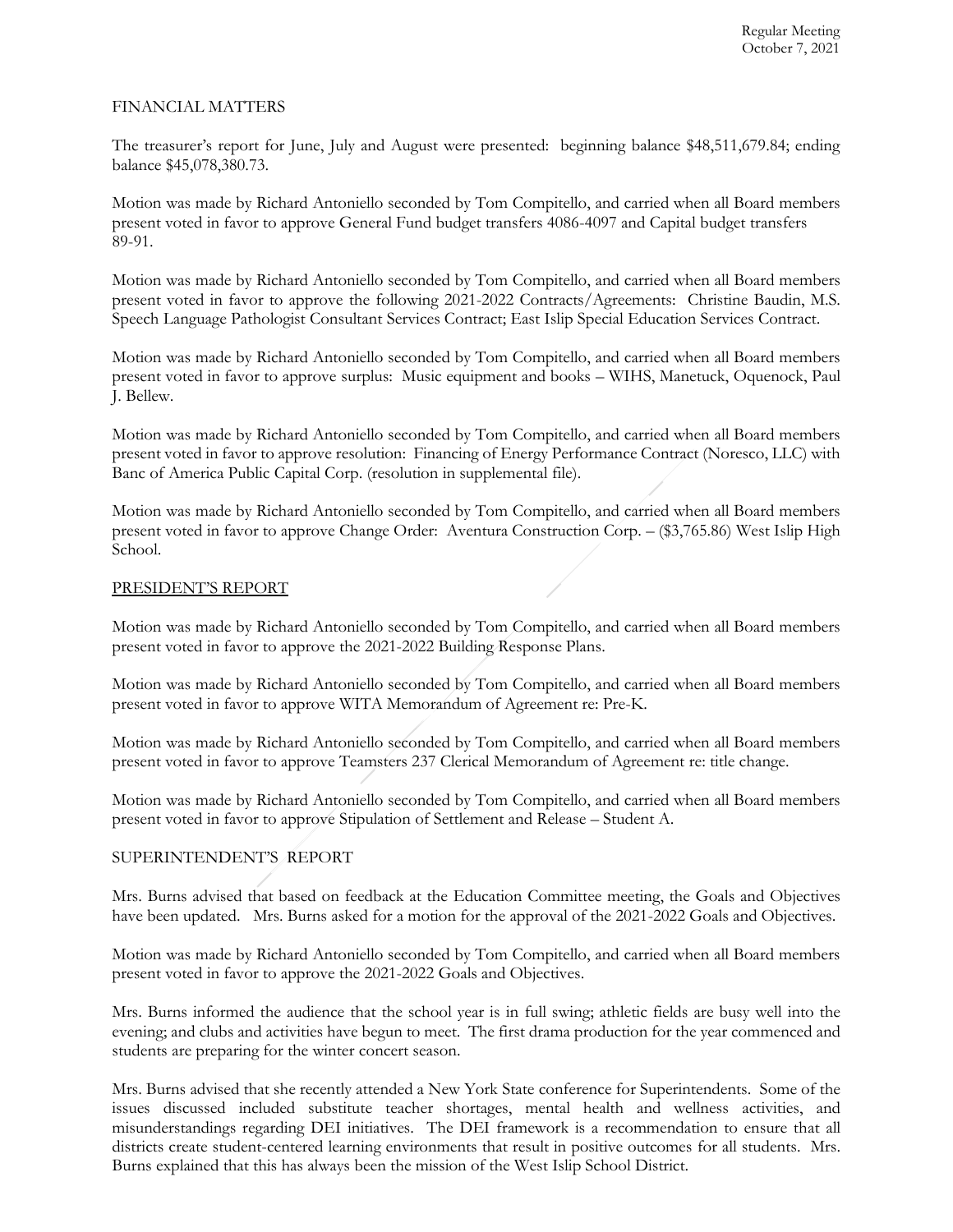FINANCIAL MATTERS

The treasurer's report for June, July and August were presented: beginning balance $48,511,679.84; ending balance $45,078,380.73.

Motion was made by Richard Antoniello seconded by Tom Compitello, and carried when all Board members present voted in favor to approve General Fund budget transfers 4086-4097 and Capital budget transfers 89-91.

Motion was made by Richard Antoniello seconded by Tom Compitello, and carried when all Board members present voted in favor to approve the following 2021-2022 Contracts/Agreements: Christine Baudin, M.S. Speech Language Pathologist Consultant Services Contract; East Islip Special Education Services Contract.

Motion was made by Richard Antoniello seconded by Tom Compitello, and carried when all Board members present voted in favor to approve surplus: Music equipment and books – WIHS, Manetuck, Oquenock, Paul J. Bellew.

Motion was made by Richard Antoniello seconded by Tom Compitello, and carried when all Board members present voted in favor to approve resolution: Financing of Energy Performance Contract (Noresco, LLC) with Banc of America Public Capital Corp. (resolution in supplemental file).

Motion was made by Richard Antoniello seconded by Tom Compitello, and carried when all Board members present voted in favor to approve Change Order: Aventura Construction Corp. – ($3,765.86) West Islip High School.

PRESIDENT'S REPORT

Motion was made by Richard Antoniello seconded by Tom Compitello, and carried when all Board members present voted in favor to approve the 2021-2022 Building Response Plans.

Motion was made by Richard Antoniello seconded by Tom Compitello, and carried when all Board members present voted in favor to approve WITA Memorandum of Agreement re: Pre-K.

Motion was made by Richard Antoniello seconded by Tom Compitello, and carried when all Board members present voted in favor to approve Teamsters 237 Clerical Memorandum of Agreement re: title change.

Motion was made by Richard Antoniello seconded by Tom Compitello, and carried when all Board members present voted in favor to approve Stipulation of Settlement and Release – Student A.

SUPERINTENDENT'S REPORT

Mrs. Burns advised that based on feedback at the Education Committee meeting, the Goals and Objectives have been updated. Mrs. Burns asked for a motion for the approval of the 2021-2022 Goals and Objectives.

Motion was made by Richard Antoniello seconded by Tom Compitello, and carried when all Board members present voted in favor to approve the 2021-2022 Goals and Objectives.

Mrs. Burns informed the audience that the school year is in full swing; athletic fields are busy well into the evening; and clubs and activities have begun to meet. The first drama production for the year commenced and students are preparing for the winter concert season.

Mrs. Burns advised that she recently attended a New York State conference for Superintendents. Some of the issues discussed included substitute teacher shortages, mental health and wellness activities, and misunderstandings regarding DEI initiatives. The DEI framework is a recommendation to ensure that all districts create student-centered learning environments that result in positive outcomes for all students. Mrs. Burns explained that this has always been the mission of the West Islip School District.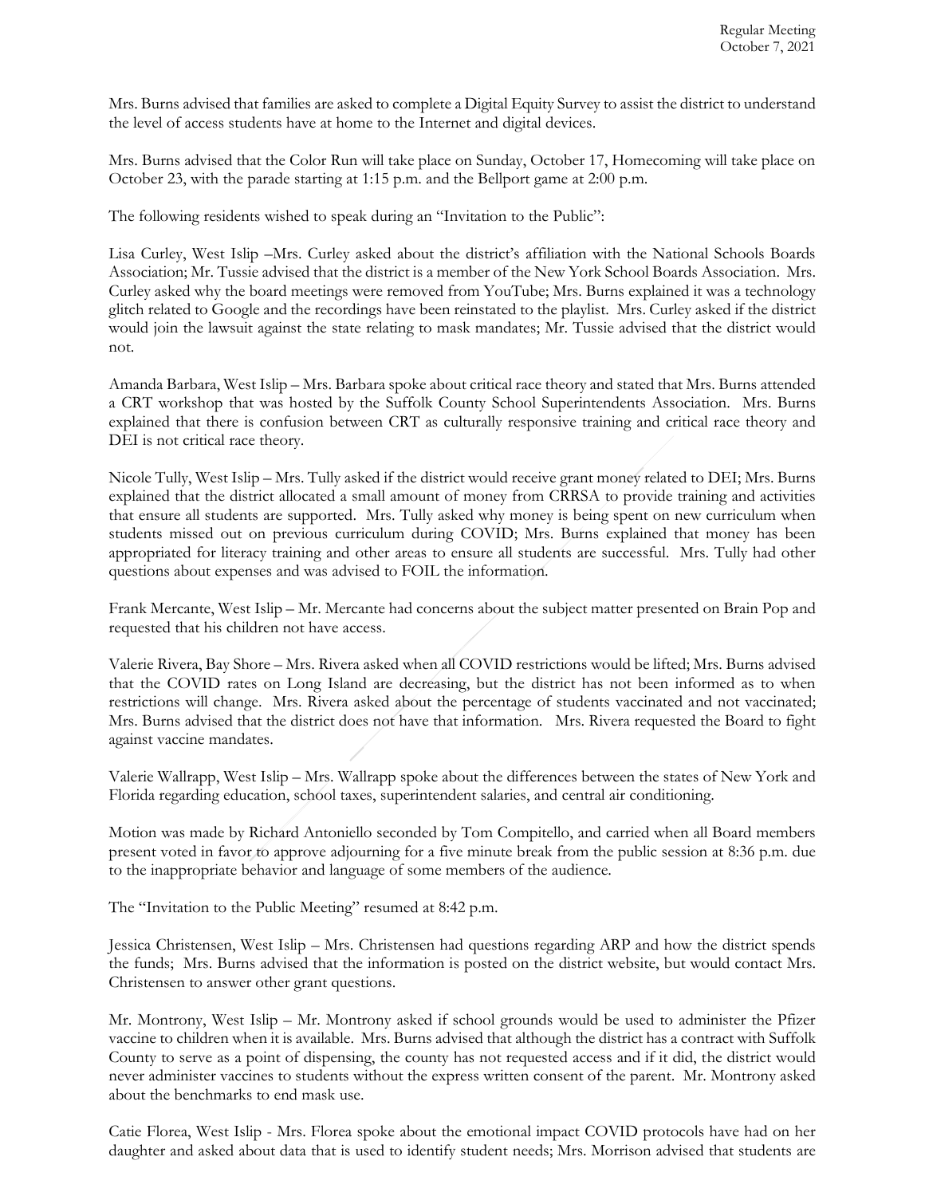Mrs. Burns advised that families are asked to complete a Digital Equity Survey to assist the district to understand the level of access students have at home to the Internet and digital devices.

Mrs. Burns advised that the Color Run will take place on Sunday, October 17, Homecoming will take place on October 23, with the parade starting at 1:15 p.m. and the Bellport game at 2:00 p.m.

The following residents wished to speak during an "Invitation to the Public":

Lisa Curley, West Islip –Mrs. Curley asked about the district's affiliation with the National Schools Boards Association; Mr. Tussie advised that the district is a member of the New York School Boards Association. Mrs. Curley asked why the board meetings were removed from YouTube; Mrs. Burns explained it was a technology glitch related to Google and the recordings have been reinstated to the playlist. Mrs. Curley asked if the district would join the lawsuit against the state relating to mask mandates; Mr. Tussie advised that the district would not.

Amanda Barbara, West Islip – Mrs. Barbara spoke about critical race theory and stated that Mrs. Burns attended a CRT workshop that was hosted by the Suffolk County School Superintendents Association. Mrs. Burns explained that there is confusion between CRT as culturally responsive training and critical race theory and DEI is not critical race theory.

Nicole Tully, West Islip – Mrs. Tully asked if the district would receive grant money related to DEI; Mrs. Burns explained that the district allocated a small amount of money from CRRSA to provide training and activities that ensure all students are supported. Mrs. Tully asked why money is being spent on new curriculum when students missed out on previous curriculum during COVID; Mrs. Burns explained that money has been appropriated for literacy training and other areas to ensure all students are successful. Mrs. Tully had other questions about expenses and was advised to FOIL the information.

Frank Mercante, West Islip – Mr. Mercante had concerns about the subject matter presented on Brain Pop and requested that his children not have access.

Valerie Rivera, Bay Shore – Mrs. Rivera asked when all COVID restrictions would be lifted; Mrs. Burns advised that the COVID rates on Long Island are decreasing, but the district has not been informed as to when restrictions will change. Mrs. Rivera asked about the percentage of students vaccinated and not vaccinated; Mrs. Burns advised that the district does not have that information. Mrs. Rivera requested the Board to fight against vaccine mandates.

Valerie Wallrapp, West Islip – Mrs. Wallrapp spoke about the differences between the states of New York and Florida regarding education, school taxes, superintendent salaries, and central air conditioning.

Motion was made by Richard Antoniello seconded by Tom Compitello, and carried when all Board members present voted in favor to approve adjourning for a five minute break from the public session at 8:36 p.m. due to the inappropriate behavior and language of some members of the audience.

The "Invitation to the Public Meeting" resumed at 8:42 p.m.

Jessica Christensen, West Islip – Mrs. Christensen had questions regarding ARP and how the district spends the funds; Mrs. Burns advised that the information is posted on the district website, but would contact Mrs. Christensen to answer other grant questions.

Mr. Montrony, West Islip – Mr. Montrony asked if school grounds would be used to administer the Pfizer vaccine to children when it is available. Mrs. Burns advised that although the district has a contract with Suffolk County to serve as a point of dispensing, the county has not requested access and if it did, the district would never administer vaccines to students without the express written consent of the parent. Mr. Montrony asked about the benchmarks to end mask use.

Catie Florea, West Islip - Mrs. Florea spoke about the emotional impact COVID protocols have had on her daughter and asked about data that is used to identify student needs; Mrs. Morrison advised that students are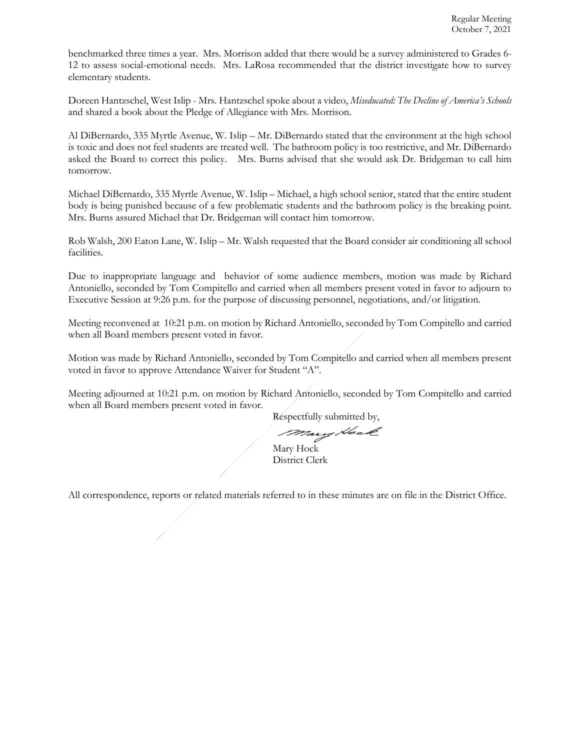benchmarked three times a year. Mrs. Morrison added that there would be a survey administered to Grades 6-12 to assess social-emotional needs. Mrs. LaRosa recommended that the district investigate how to survey elementary students.

Doreen Hantzschel, West Islip - Mrs. Hantzschel spoke about a video, *Miseducated: The Decline of America's Schools* and shared a book about the Pledge of Allegiance with Mrs. Morrison.

Al DiBernardo, 335 Myrtle Avenue, W. Islip – Mr. DiBernardo stated that the environment at the high school is toxic and does not feel students are treated well. The bathroom policy is too restrictive, and Mr. DiBernardo asked the Board to correct this policy. Mrs. Burns advised that she would ask Dr. Bridgeman to call him tomorrow.

Michael DiBernardo, 335 Myrtle Avenue, W. Islip – Michael, a high school senior, stated that the entire student body is being punished because of a few problematic students and the bathroom policy is the breaking point. Mrs. Burns assured Michael that Dr. Bridgeman will contact him tomorrow.

Rob Walsh, 200 Eaton Lane, W. Islip – Mr. Walsh requested that the Board consider air conditioning all school facilities.

Due to inappropriate language and behavior of some audience members, motion was made by Richard Antoniello, seconded by Tom Compitello and carried when all members present voted in favor to adjourn to Executive Session at 9:26 p.m. for the purpose of discussing personnel, negotiations, and/or litigation.

Meeting reconvened at 10:21 p.m. on motion by Richard Antoniello, seconded by Tom Compitello and carried when all Board members present voted in favor.

Motion was made by Richard Antoniello, seconded by Tom Compitello and carried when all members present voted in favor to approve Attendance Waiver for Student "A".

Meeting adjourned at 10:21 p.m. on motion by Richard Antoniello, seconded by Tom Compitello and carried when all Board members present voted in favor.

Respectfully submitted by,

Mary Hock
District Clerk

All correspondence, reports or related materials referred to in these minutes are on file in the District Office.